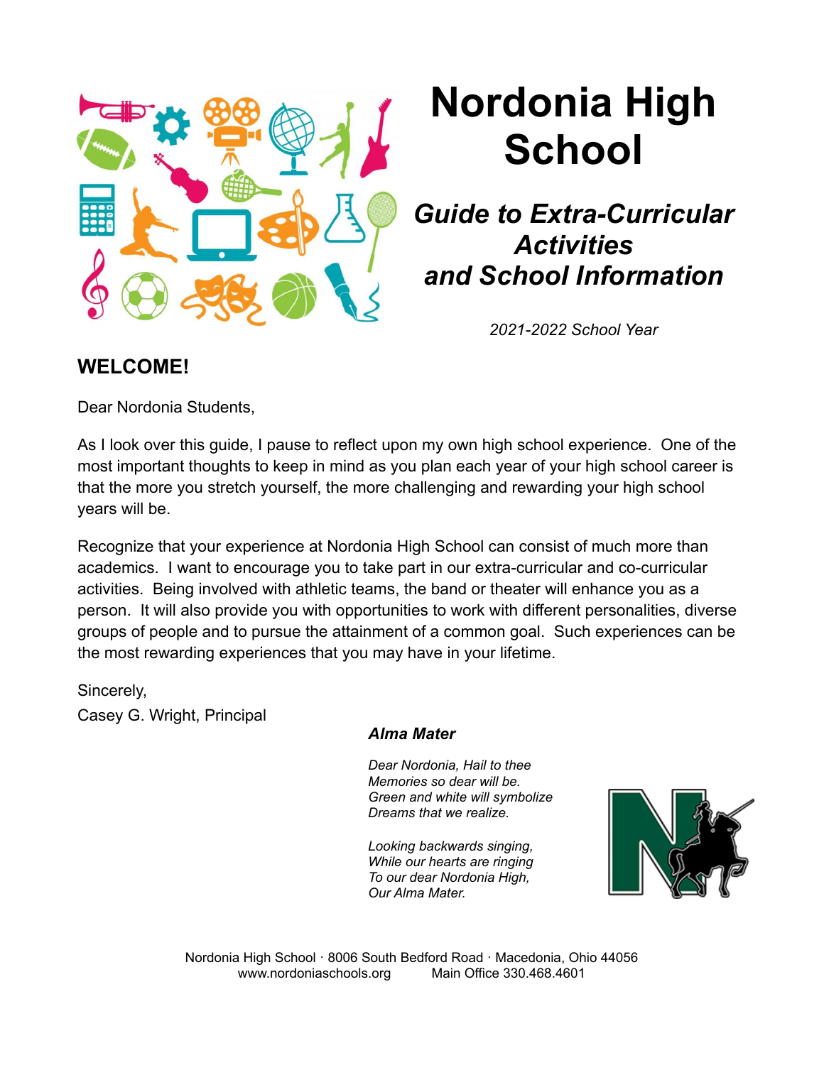# Nordonia High School

## *Guide to Extra-Curricular Activities and School Information*

*2021-2022 School Year*

## WELCOME!

Dear Nordonia Students,

As I look over this guide, I pause to reflect upon my own high school experience. One of the most important thoughts to keep in mind as you plan each year of your high school career is that the more you stretch yourself, the more challenging and rewarding your high school years will be.

Recognize that your experience at Nordonia High School can consist of much more than academics. I want to encourage you to take part in our extra-curricular and co-curricular activities. Being involved with athletic teams, the band or theater will enhance you as a person. It will also provide you with opportunities to work with different personalities, diverse groups of people and to pursue the attainment of a common goal. Such experiences can be the most rewarding experiences that you may have in your lifetime.

Sincerely,
Casey G. Wright, Principal

### *Alma Mater*

*Dear Nordonia, Hail to thee*
*Memories so dear will be.*
*Green and white will symbolize*
*Dreams that we realize.*

*Looking backwards singing,*
*While our hearts are ringing*
*To our dear Nordonia High,*
*Our Alma Mater.*

Nordonia High School · 8006 South Bedford Road · Macedonia, Ohio 44056
www.nordoniaschools.org Main Office 330.468.4601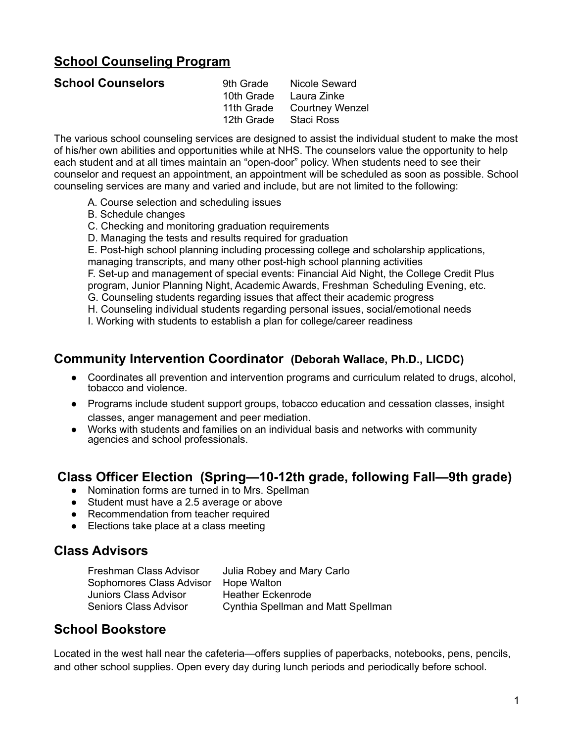## School Counseling Program

**School Counselors**

| Grade | Counselor |
|---|---|
| 9th Grade | Nicole Seward |
| 10th Grade | Laura Zinke |
| 11th Grade | Courtney Wenzel |
| 12th Grade | Staci Ross |

The various school counseling services are designed to assist the individual student to make the most of his/her own abilities and opportunities while at NHS. The counselors value the opportunity to help each student and at all times maintain an "open-door" policy. When students need to see their counselor and request an appointment, an appointment will be scheduled as soon as possible. School counseling services are many and varied and include, but are not limited to the following:

A. Course selection and scheduling issues
B. Schedule changes
C. Checking and monitoring graduation requirements
D. Managing the tests and results required for graduation
E. Post-high school planning including processing college and scholarship applications, managing transcripts, and many other post-high school planning activities
F. Set-up and management of special events: Financial Aid Night, the College Credit Plus program, Junior Planning Night, Academic Awards, Freshman Scheduling Evening, etc.
G. Counseling students regarding issues that affect their academic progress
H. Counseling individual students regarding personal issues, social/emotional needs
I. Working with students to establish a plan for college/career readiness

## Community Intervention Coordinator (Deborah Wallace, Ph.D., LICDC)

- Coordinates all prevention and intervention programs and curriculum related to drugs, alcohol, tobacco and violence.
- Programs include student support groups, tobacco education and cessation classes, insight classes, anger management and peer mediation.
- Works with students and families on an individual basis and networks with community agencies and school professionals.

## Class Officer Election (Spring—10-12th grade, following Fall—9th grade)

- Nomination forms are turned in to Mrs. Spellman
- Student must have a 2.5 average or above
- Recommendation from teacher required
- Elections take place at a class meeting

## Class Advisors

| Class | Advisor |
|---|---|
| Freshman Class Advisor | Julia Robey and Mary Carlo |
| Sophomores Class Advisor | Hope Walton |
| Juniors Class Advisor | Heather Eckenrode |
| Seniors Class Advisor | Cynthia Spellman and Matt Spellman |

## School Bookstore

Located in the west hall near the cafeteria—offers supplies of paperbacks, notebooks, pens, pencils, and other school supplies. Open every day during lunch periods and periodically before school.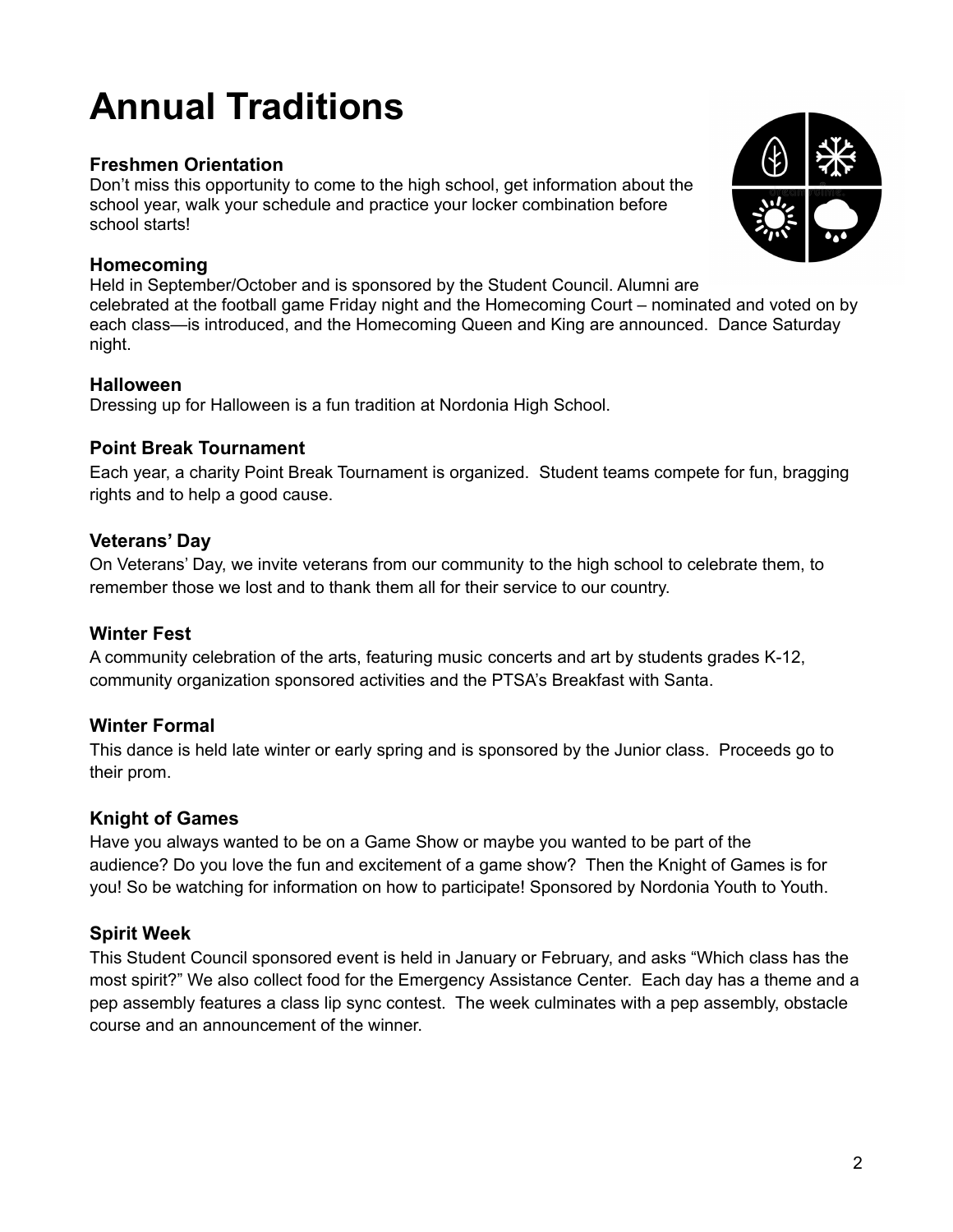# Annual Traditions

### Freshmen Orientation

Don't miss this opportunity to come to the high school, get information about the school year, walk your schedule and practice your locker combination before school starts!

### Homecoming

Held in September/October and is sponsored by the Student Council. Alumni are celebrated at the football game Friday night and the Homecoming Court – nominated and voted on by each class—is introduced, and the Homecoming Queen and King are announced. Dance Saturday night.

### Halloween

Dressing up for Halloween is a fun tradition at Nordonia High School.

### Point Break Tournament

Each year, a charity Point Break Tournament is organized. Student teams compete for fun, bragging rights and to help a good cause.

### Veterans' Day

On Veterans' Day, we invite veterans from our community to the high school to celebrate them, to remember those we lost and to thank them all for their service to our country.

### Winter Fest

A community celebration of the arts, featuring music concerts and art by students grades K-12, community organization sponsored activities and the PTSA's Breakfast with Santa.

### Winter Formal

This dance is held late winter or early spring and is sponsored by the Junior class. Proceeds go to their prom.

### Knight of Games

Have you always wanted to be on a Game Show or maybe you wanted to be part of the audience? Do you love the fun and excitement of a game show? Then the Knight of Games is for you! So be watching for information on how to participate! Sponsored by Nordonia Youth to Youth.

### Spirit Week

This Student Council sponsored event is held in January or February, and asks "Which class has the most spirit?" We also collect food for the Emergency Assistance Center. Each day has a theme and a pep assembly features a class lip sync contest. The week culminates with a pep assembly, obstacle course and an announcement of the winner.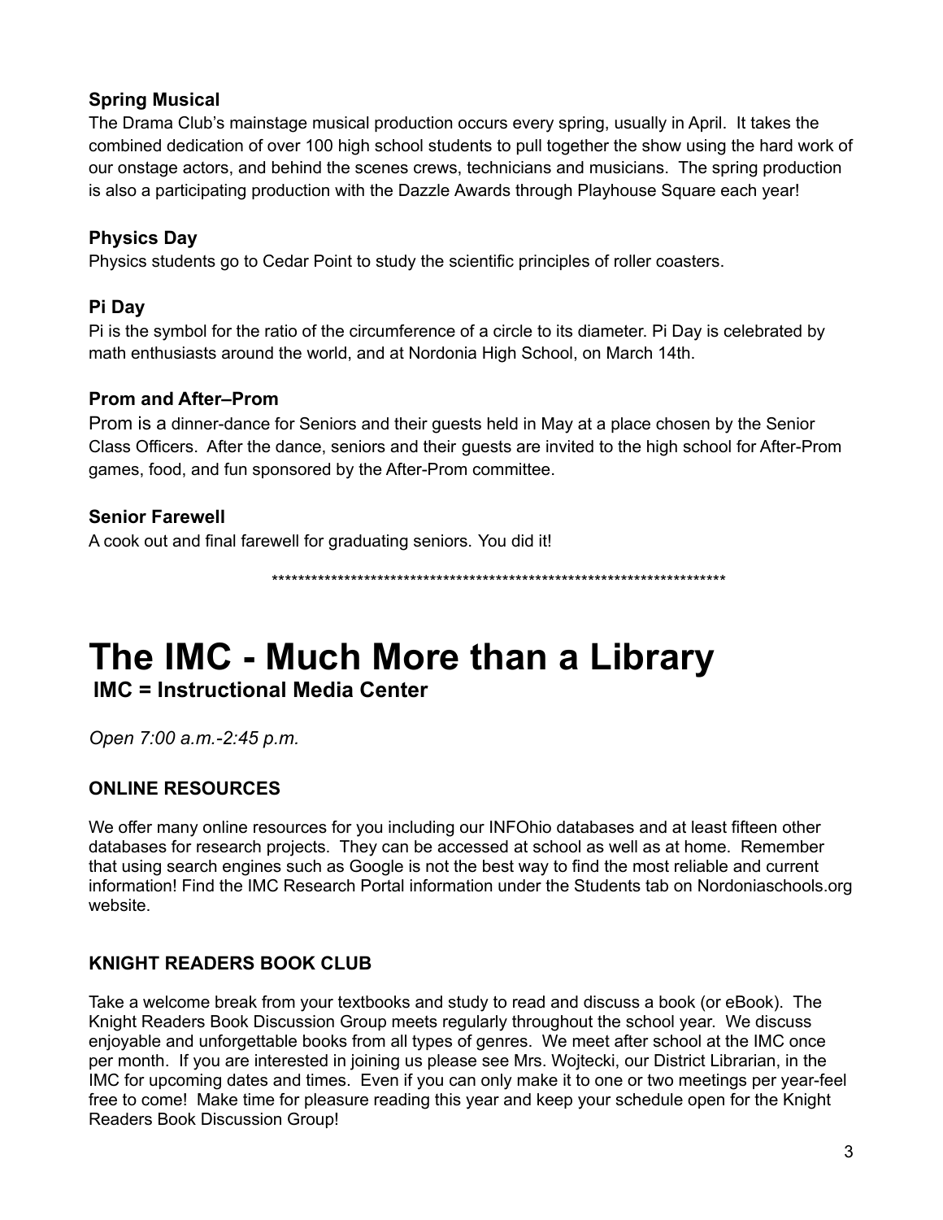### Spring Musical

The Drama Club's mainstage musical production occurs every spring, usually in April. It takes the combined dedication of over 100 high school students to pull together the show using the hard work of our onstage actors, and behind the scenes crews, technicians and musicians. The spring production is also a participating production with the Dazzle Awards through Playhouse Square each year!

### Physics Day

Physics students go to Cedar Point to study the scientific principles of roller coasters.

### Pi Day

Pi is the symbol for the ratio of the circumference of a circle to its diameter. Pi Day is celebrated by math enthusiasts around the world, and at Nordonia High School, on March 14th.

### Prom and After–Prom

Prom is a dinner-dance for Seniors and their guests held in May at a place chosen by the Senior Class Officers. After the dance, seniors and their guests are invited to the high school for After-Prom games, food, and fun sponsored by the After-Prom committee.

### Senior Farewell

A cook out and final farewell for graduating seniors. You did it!

************************************************************************

# The IMC - Much More than a Library

**IMC = Instructional Media Center**

*Open 7:00 a.m.-2:45 p.m.*

### ONLINE RESOURCES

We offer many online resources for you including our INFOhio databases and at least fifteen other databases for research projects. They can be accessed at school as well as at home. Remember that using search engines such as Google is not the best way to find the most reliable and current information! Find the IMC Research Portal information under the Students tab on Nordoniaschools.org website.

### KNIGHT READERS BOOK CLUB

Take a welcome break from your textbooks and study to read and discuss a book (or eBook). The Knight Readers Book Discussion Group meets regularly throughout the school year. We discuss enjoyable and unforgettable books from all types of genres. We meet after school at the IMC once per month. If you are interested in joining us please see Mrs. Wojtecki, our District Librarian, in the IMC for upcoming dates and times. Even if you can only make it to one or two meetings per year-feel free to come! Make time for pleasure reading this year and keep your schedule open for the Knight Readers Book Discussion Group!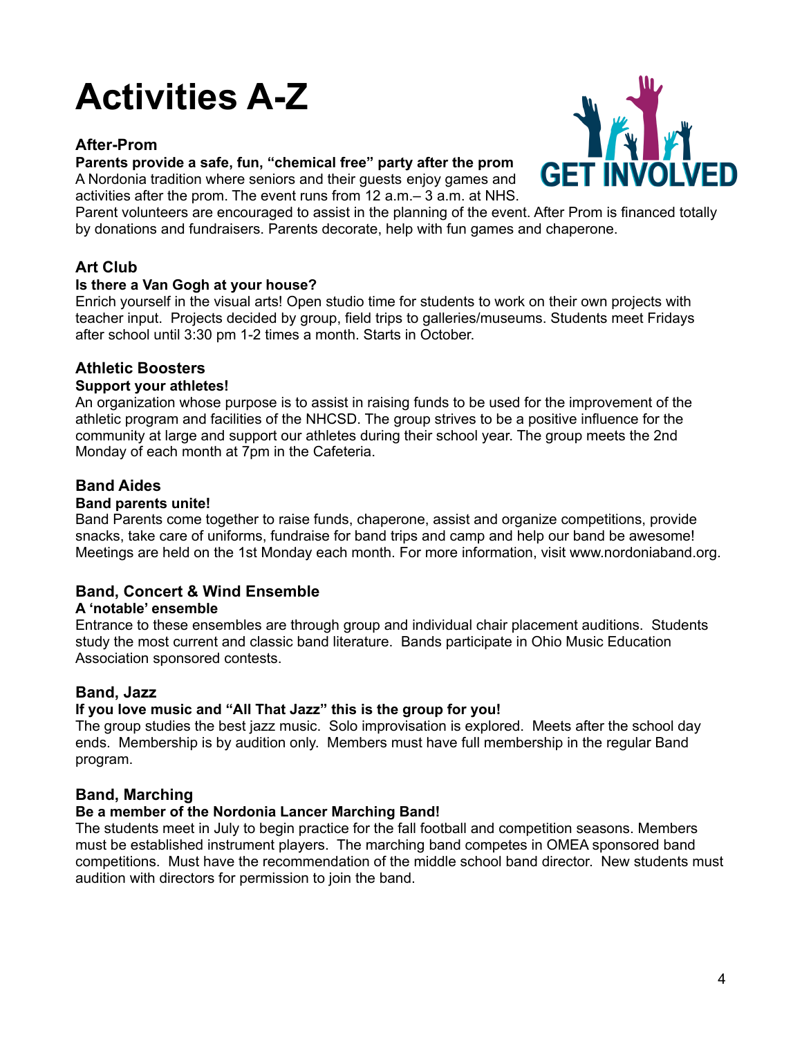# Activities A-Z

### After-Prom

**Parents provide a safe, fun, "chemical free" party after the prom**

A Nordonia tradition where seniors and their guests enjoy games and activities after the prom. The event runs from 12 a.m.– 3 a.m. at NHS. Parent volunteers are encouraged to assist in the planning of the event. After Prom is financed totally by donations and fundraisers. Parents decorate, help with fun games and chaperone.

### Art Club

**Is there a Van Gogh at your house?**

Enrich yourself in the visual arts! Open studio time for students to work on their own projects with teacher input. Projects decided by group, field trips to galleries/museums. Students meet Fridays after school until 3:30 pm 1-2 times a month. Starts in October.

### Athletic Boosters

**Support your athletes!**

An organization whose purpose is to assist in raising funds to be used for the improvement of the athletic program and facilities of the NHCSD. The group strives to be a positive influence for the community at large and support our athletes during their school year. The group meets the 2nd Monday of each month at 7pm in the Cafeteria.

### Band Aides

**Band parents unite!**

Band Parents come together to raise funds, chaperone, assist and organize competitions, provide snacks, take care of uniforms, fundraise for band trips and camp and help our band be awesome! Meetings are held on the 1st Monday each month. For more information, visit www.nordoniaband.org.

### Band, Concert & Wind Ensemble

**A 'notable' ensemble**

Entrance to these ensembles are through group and individual chair placement auditions. Students study the most current and classic band literature. Bands participate in Ohio Music Education Association sponsored contests.

### Band, Jazz

**If you love music and "All That Jazz" this is the group for you!**

The group studies the best jazz music. Solo improvisation is explored. Meets after the school day ends. Membership is by audition only. Members must have full membership in the regular Band program.

### Band, Marching

**Be a member of the Nordonia Lancer Marching Band!**

The students meet in July to begin practice for the fall football and competition seasons. Members must be established instrument players. The marching band competes in OMEA sponsored band competitions. Must have the recommendation of the middle school band director. New students must audition with directors for permission to join the band.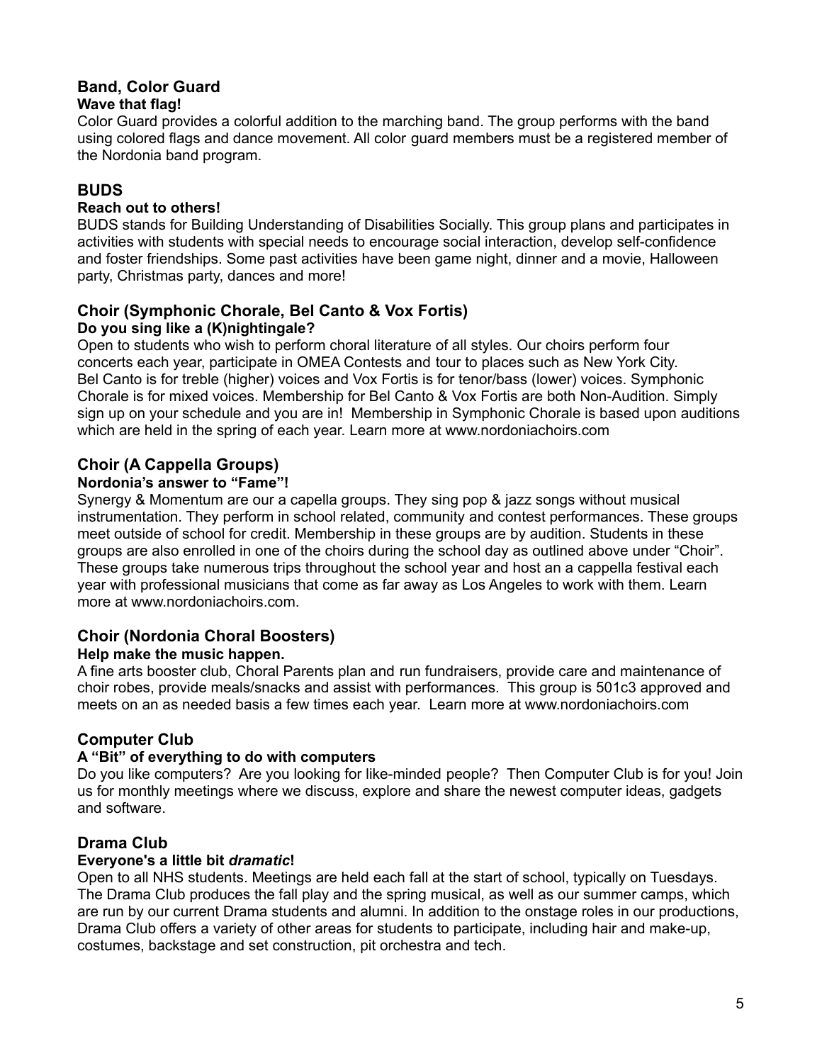## Band, Color Guard

**Wave that flag!**

Color Guard provides a colorful addition to the marching band. The group performs with the band using colored flags and dance movement. All color guard members must be a registered member of the Nordonia band program.

## BUDS

**Reach out to others!**

BUDS stands for Building Understanding of Disabilities Socially. This group plans and participates in activities with students with special needs to encourage social interaction, develop self-confidence and foster friendships. Some past activities have been game night, dinner and a movie, Halloween party, Christmas party, dances and more!

## Choir (Symphonic Chorale, Bel Canto & Vox Fortis)

**Do you sing like a (K)nightingale?**

Open to students who wish to perform choral literature of all styles. Our choirs perform four concerts each year, participate in OMEA Contests and tour to places such as New York City. Bel Canto is for treble (higher) voices and Vox Fortis is for tenor/bass (lower) voices. Symphonic Chorale is for mixed voices. Membership for Bel Canto & Vox Fortis are both Non-Audition. Simply sign up on your schedule and you are in! Membership in Symphonic Chorale is based upon auditions which are held in the spring of each year. Learn more at www.nordoniachoirs.com

## Choir (A Cappella Groups)

**Nordonia's answer to "Fame"!**

Synergy & Momentum are our a capella groups. They sing pop & jazz songs without musical instrumentation. They perform in school related, community and contest performances. These groups meet outside of school for credit. Membership in these groups are by audition. Students in these groups are also enrolled in one of the choirs during the school day as outlined above under "Choir". These groups take numerous trips throughout the school year and host an a cappella festival each year with professional musicians that come as far away as Los Angeles to work with them. Learn more at www.nordoniachoirs.com.

## Choir (Nordonia Choral Boosters)

**Help make the music happen.**

A fine arts booster club, Choral Parents plan and run fundraisers, provide care and maintenance of choir robes, provide meals/snacks and assist with performances. This group is 501c3 approved and meets on an as needed basis a few times each year. Learn more at www.nordoniachoirs.com

## Computer Club

**A "Bit" of everything to do with computers**

Do you like computers? Are you looking for like-minded people? Then Computer Club is for you! Join us for monthly meetings where we discuss, explore and share the newest computer ideas, gadgets and software.

## Drama Club

**Everyone's a little bit *dramatic*!**

Open to all NHS students. Meetings are held each fall at the start of school, typically on Tuesdays. The Drama Club produces the fall play and the spring musical, as well as our summer camps, which are run by our current Drama students and alumni. In addition to the onstage roles in our productions, Drama Club offers a variety of other areas for students to participate, including hair and make-up, costumes, backstage and set construction, pit orchestra and tech.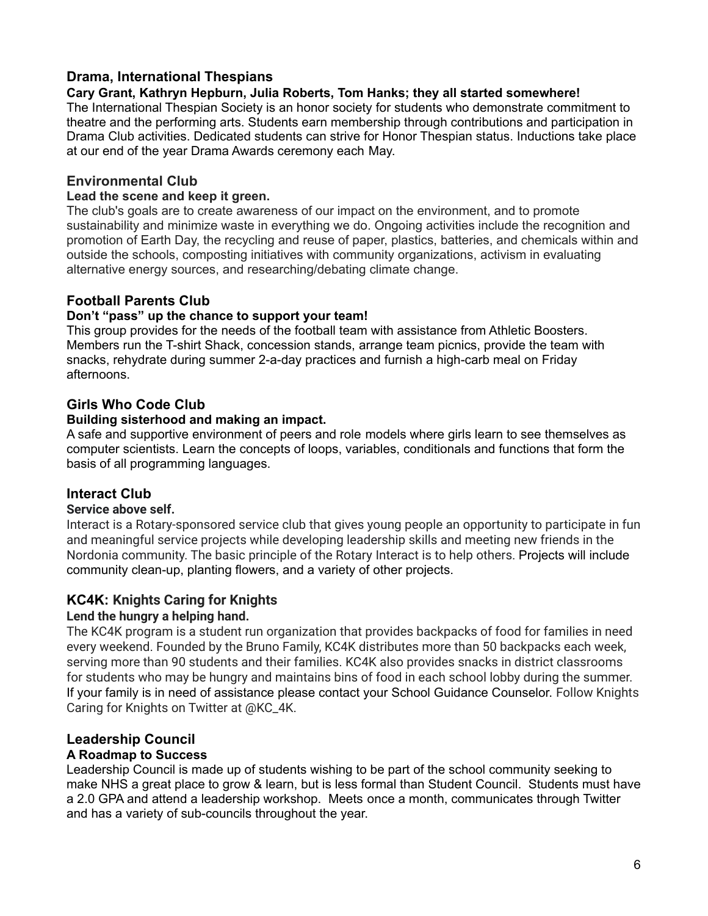## Drama, International Thespians

**Cary Grant, Kathryn Hepburn, Julia Roberts, Tom Hanks; they all started somewhere!**

The International Thespian Society is an honor society for students who demonstrate commitment to theatre and the performing arts. Students earn membership through contributions and participation in Drama Club activities. Dedicated students can strive for Honor Thespian status. Inductions take place at our end of the year Drama Awards ceremony each May.

## Environmental Club

**Lead the scene and keep it green.**

The club's goals are to create awareness of our impact on the environment, and to promote sustainability and minimize waste in everything we do. Ongoing activities include the recognition and promotion of Earth Day, the recycling and reuse of paper, plastics, batteries, and chemicals within and outside the schools, composting initiatives with community organizations, activism in evaluating alternative energy sources, and researching/debating climate change.

## Football Parents Club

**Don't "pass" up the chance to support your team!**

This group provides for the needs of the football team with assistance from Athletic Boosters. Members run the T-shirt Shack, concession stands, arrange team picnics, provide the team with snacks, rehydrate during summer 2-a-day practices and furnish a high-carb meal on Friday afternoons.

## Girls Who Code Club

**Building sisterhood and making an impact.**

A safe and supportive environment of peers and role models where girls learn to see themselves as computer scientists. Learn the concepts of loops, variables, conditionals and functions that form the basis of all programming languages.

## Interact Club

**Service above self.**

Interact is a Rotary-sponsored service club that gives young people an opportunity to participate in fun and meaningful service projects while developing leadership skills and meeting new friends in the Nordonia community. The basic principle of the Rotary Interact is to help others. Projects will include community clean-up, planting flowers, and a variety of other projects.

## KC4K: Knights Caring for Knights

**Lend the hungry a helping hand.**

The KC4K program is a student run organization that provides backpacks of food for families in need every weekend. Founded by the Bruno Family, KC4K distributes more than 50 backpacks each week, serving more than 90 students and their families. KC4K also provides snacks in district classrooms for students who may be hungry and maintains bins of food in each school lobby during the summer. If your family is in need of assistance please contact your School Guidance Counselor. Follow Knights Caring for Knights on Twitter at @KC_4K.

## Leadership Council

**A Roadmap to Success**

Leadership Council is made up of students wishing to be part of the school community seeking to make NHS a great place to grow & learn, but is less formal than Student Council. Students must have a 2.0 GPA and attend a leadership workshop. Meets once a month, communicates through Twitter and has a variety of sub-councils throughout the year.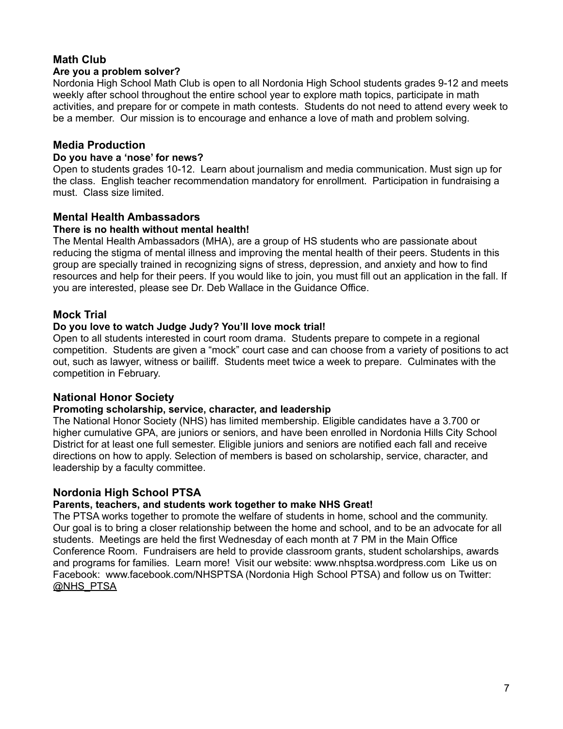## Math Club

**Are you a problem solver?**

Nordonia High School Math Club is open to all Nordonia High School students grades 9-12 and meets weekly after school throughout the entire school year to explore math topics, participate in math activities, and prepare for or compete in math contests. Students do not need to attend every week to be a member. Our mission is to encourage and enhance a love of math and problem solving.

## Media Production

**Do you have a 'nose' for news?**

Open to students grades 10-12. Learn about journalism and media communication. Must sign up for the class. English teacher recommendation mandatory for enrollment. Participation in fundraising a must. Class size limited.

## Mental Health Ambassadors

**There is no health without mental health!**

The Mental Health Ambassadors (MHA), are a group of HS students who are passionate about reducing the stigma of mental illness and improving the mental health of their peers. Students in this group are specially trained in recognizing signs of stress, depression, and anxiety and how to find resources and help for their peers. If you would like to join, you must fill out an application in the fall. If you are interested, please see Dr. Deb Wallace in the Guidance Office.

## Mock Trial

**Do you love to watch Judge Judy? You'll love mock trial!**

Open to all students interested in court room drama. Students prepare to compete in a regional competition. Students are given a "mock" court case and can choose from a variety of positions to act out, such as lawyer, witness or bailiff. Students meet twice a week to prepare. Culminates with the competition in February.

## National Honor Society

**Promoting scholarship, service, character, and leadership**

The National Honor Society (NHS) has limited membership. Eligible candidates have a 3.700 or higher cumulative GPA, are juniors or seniors, and have been enrolled in Nordonia Hills City School District for at least one full semester. Eligible juniors and seniors are notified each fall and receive directions on how to apply. Selection of members is based on scholarship, service, character, and leadership by a faculty committee.

## Nordonia High School PTSA

**Parents, teachers, and students work together to make NHS Great!**

The PTSA works together to promote the welfare of students in home, school and the community. Our goal is to bring a closer relationship between the home and school, and to be an advocate for all students. Meetings are held the first Wednesday of each month at 7 PM in the Main Office Conference Room. Fundraisers are held to provide classroom grants, student scholarships, awards and programs for families. Learn more! Visit our website: www.nhsptsa.wordpress.com Like us on Facebook: www.facebook.com/NHSPTSA (Nordonia High School PTSA) and follow us on Twitter: @NHS_PTSA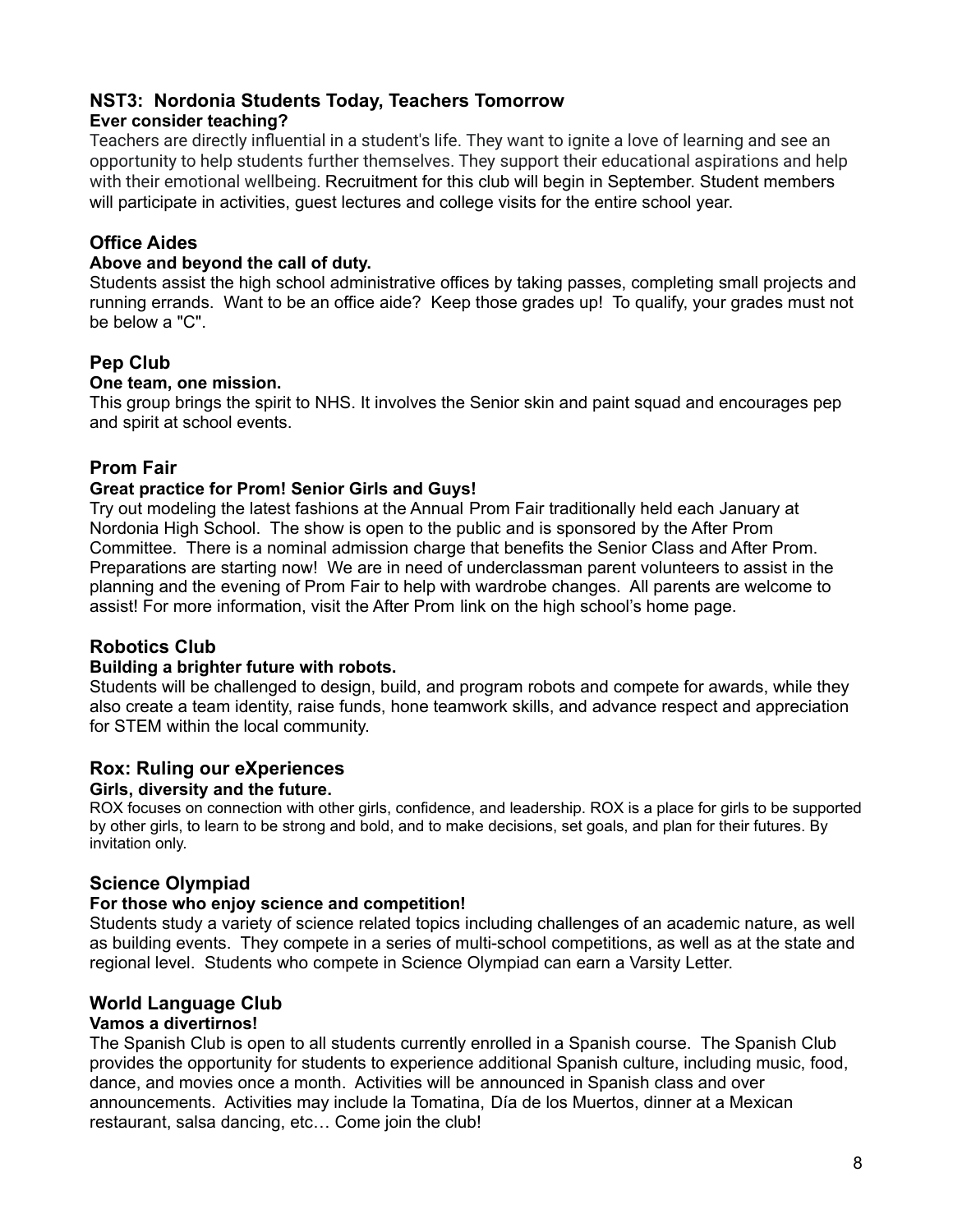### NST3: Nordonia Students Today, Teachers Tomorrow

**Ever consider teaching?**

Teachers are directly influential in a student's life. They want to ignite a love of learning and see an opportunity to help students further themselves. They support their educational aspirations and help with their emotional wellbeing. Recruitment for this club will begin in September. Student members will participate in activities, guest lectures and college visits for the entire school year.

### Office Aides

**Above and beyond the call of duty.**

Students assist the high school administrative offices by taking passes, completing small projects and running errands. Want to be an office aide? Keep those grades up! To qualify, your grades must not be below a "C".

### Pep Club

**One team, one mission.**

This group brings the spirit to NHS. It involves the Senior skin and paint squad and encourages pep and spirit at school events.

### Prom Fair

**Great practice for Prom! Senior Girls and Guys!**

Try out modeling the latest fashions at the Annual Prom Fair traditionally held each January at Nordonia High School. The show is open to the public and is sponsored by the After Prom Committee. There is a nominal admission charge that benefits the Senior Class and After Prom. Preparations are starting now! We are in need of underclassman parent volunteers to assist in the planning and the evening of Prom Fair to help with wardrobe changes. All parents are welcome to assist! For more information, visit the After Prom link on the high school's home page.

### Robotics Club

**Building a brighter future with robots.**

Students will be challenged to design, build, and program robots and compete for awards, while they also create a team identity, raise funds, hone teamwork skills, and advance respect and appreciation for STEM within the local community.

### Rox: Ruling our eXperiences

**Girls, diversity and the future.**

ROX focuses on connection with other girls, confidence, and leadership. ROX is a place for girls to be supported by other girls, to learn to be strong and bold, and to make decisions, set goals, and plan for their futures. By invitation only.

### Science Olympiad

**For those who enjoy science and competition!**

Students study a variety of science related topics including challenges of an academic nature, as well as building events. They compete in a series of multi-school competitions, as well as at the state and regional level. Students who compete in Science Olympiad can earn a Varsity Letter.

### World Language Club

**Vamos a divertirnos!**

The Spanish Club is open to all students currently enrolled in a Spanish course. The Spanish Club provides the opportunity for students to experience additional Spanish culture, including music, food, dance, and movies once a month. Activities will be announced in Spanish class and over announcements. Activities may include la Tomatina, Día de los Muertos, dinner at a Mexican restaurant, salsa dancing, etc… Come join the club!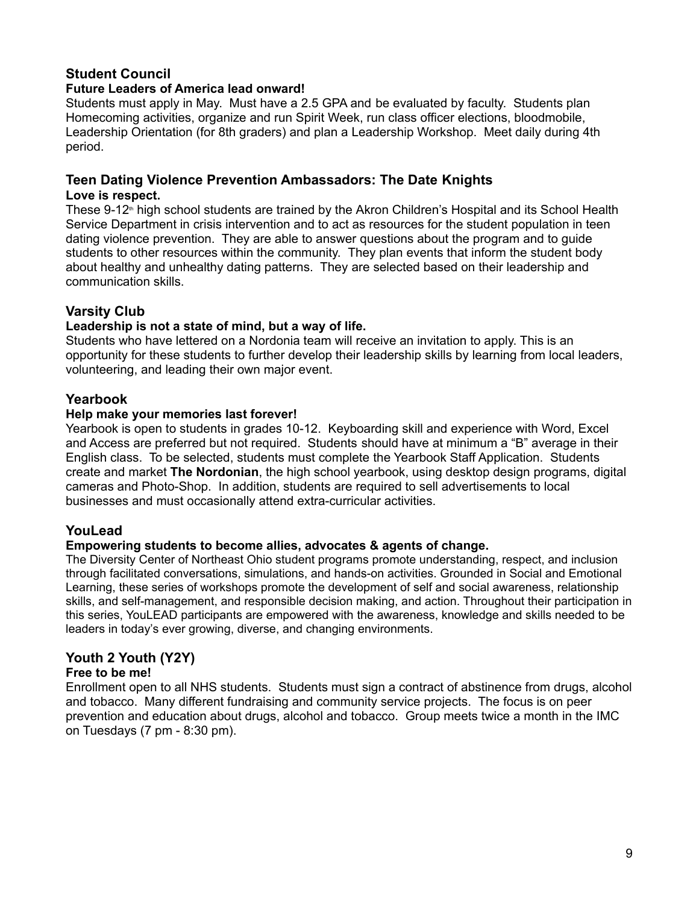## Student Council

**Future Leaders of America lead onward!**

Students must apply in May. Must have a 2.5 GPA and be evaluated by faculty. Students plan Homecoming activities, organize and run Spirit Week, run class officer elections, bloodmobile, Leadership Orientation (for 8th graders) and plan a Leadership Workshop. Meet daily during 4th period.

## Teen Dating Violence Prevention Ambassadors: The Date Knights

**Love is respect.**

These 9-12th high school students are trained by the Akron Children's Hospital and its School Health Service Department in crisis intervention and to act as resources for the student population in teen dating violence prevention. They are able to answer questions about the program and to guide students to other resources within the community. They plan events that inform the student body about healthy and unhealthy dating patterns. They are selected based on their leadership and communication skills.

## Varsity Club

**Leadership is not a state of mind, but a way of life.**

Students who have lettered on a Nordonia team will receive an invitation to apply. This is an opportunity for these students to further develop their leadership skills by learning from local leaders, volunteering, and leading their own major event.

## Yearbook

**Help make your memories last forever!**

Yearbook is open to students in grades 10-12. Keyboarding skill and experience with Word, Excel and Access are preferred but not required. Students should have at minimum a "B" average in their English class. To be selected, students must complete the Yearbook Staff Application. Students create and market **The Nordonian**, the high school yearbook, using desktop design programs, digital cameras and Photo-Shop. In addition, students are required to sell advertisements to local businesses and must occasionally attend extra-curricular activities.

## YouLead

**Empowering students to become allies, advocates & agents of change.**

The Diversity Center of Northeast Ohio student programs promote understanding, respect, and inclusion through facilitated conversations, simulations, and hands-on activities. Grounded in Social and Emotional Learning, these series of workshops promote the development of self and social awareness, relationship skills, and self-management, and responsible decision making, and action. Throughout their participation in this series, YouLEAD participants are empowered with the awareness, knowledge and skills needed to be leaders in today's ever growing, diverse, and changing environments.

## Youth 2 Youth (Y2Y)

**Free to be me!**

Enrollment open to all NHS students. Students must sign a contract of abstinence from drugs, alcohol and tobacco. Many different fundraising and community service projects. The focus is on peer prevention and education about drugs, alcohol and tobacco. Group meets twice a month in the IMC on Tuesdays (7 pm - 8:30 pm).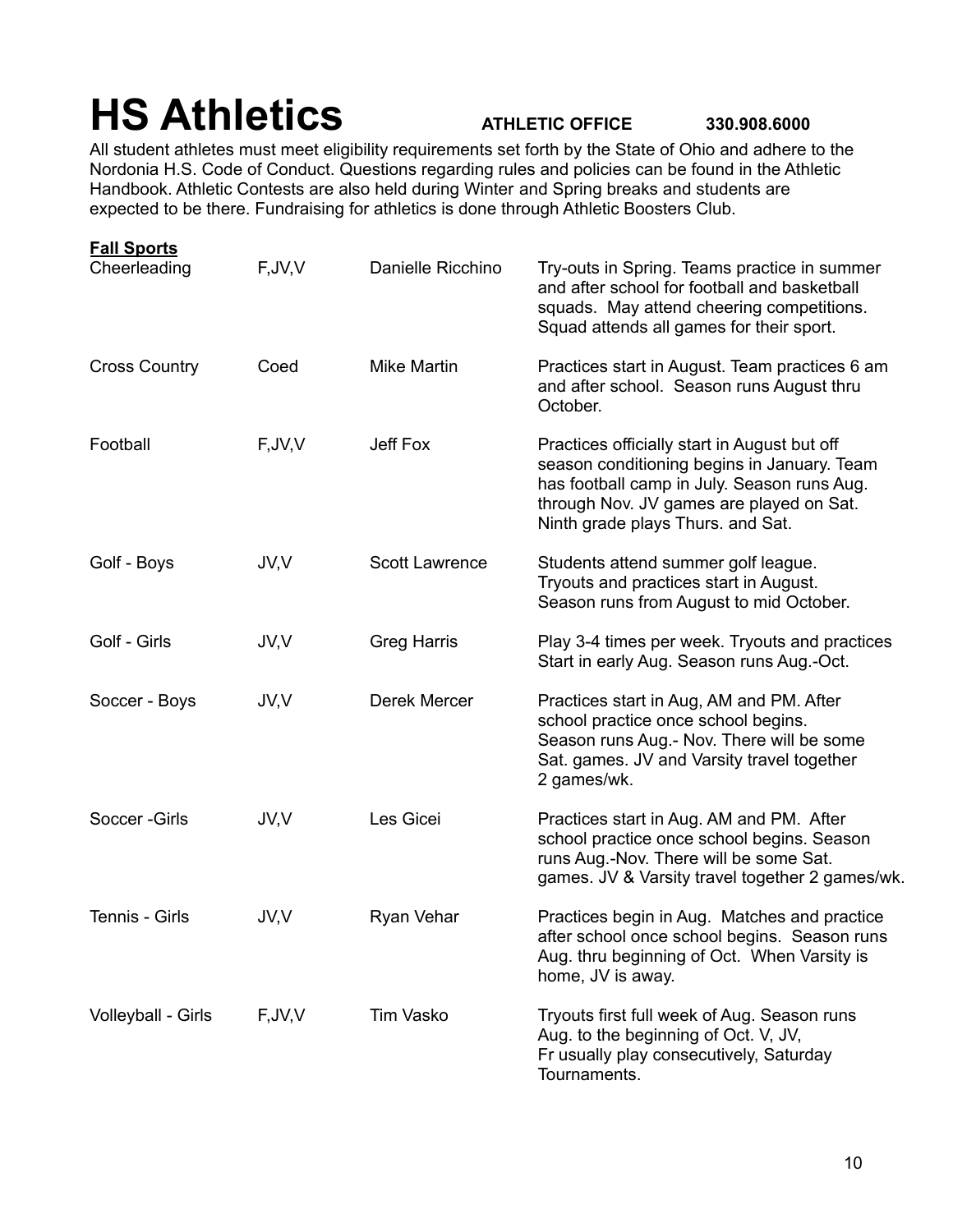# HS Athletics

**ATHLETIC OFFICE 330.908.6000**

All student athletes must meet eligibility requirements set forth by the State of Ohio and adhere to the Nordonia H.S. Code of Conduct. Questions regarding rules and policies can be found in the Athletic Handbook. Athletic Contests are also held during Winter and Spring breaks and students are expected to be there. Fundraising for athletics is done through Athletic Boosters Club.

**<u>Fall Sports</u>**

| Sport | Level | Coach | Details |
|---|---|---|---|
| Cheerleading | F,JV,V | Danielle Ricchino | Try-outs in Spring. Teams practice in summer and after school for football and basketball squads. May attend cheering competitions. Squad attends all games for their sport. |
| Cross Country | Coed | Mike Martin | Practices start in August. Team practices 6 am and after school. Season runs August thru October. |
| Football | F,JV,V | Jeff Fox | Practices officially start in August but off season conditioning begins in January. Team has football camp in July. Season runs Aug. through Nov. JV games are played on Sat. Ninth grade plays Thurs. and Sat. |
| Golf - Boys | JV,V | Scott Lawrence | Students attend summer golf league. Tryouts and practices start in August. Season runs from August to mid October. |
| Golf - Girls | JV,V | Greg Harris | Play 3-4 times per week. Tryouts and practices Start in early Aug. Season runs Aug.-Oct. |
| Soccer - Boys | JV,V | Derek Mercer | Practices start in Aug, AM and PM. After school practice once school begins. Season runs Aug.- Nov. There will be some Sat. games. JV and Varsity travel together 2 games/wk. |
| Soccer -Girls | JV,V | Les Gicei | Practices start in Aug. AM and PM. After school practice once school begins. Season runs Aug.-Nov. There will be some Sat. games. JV & Varsity travel together 2 games/wk. |
| Tennis - Girls | JV,V | Ryan Vehar | Practices begin in Aug. Matches and practice after school once school begins. Season runs Aug. thru beginning of Oct. When Varsity is home, JV is away. |
| Volleyball - Girls | F,JV,V | Tim Vasko | Tryouts first full week of Aug. Season runs Aug. to the beginning of Oct. V, JV, Fr usually play consecutively, Saturday Tournaments. |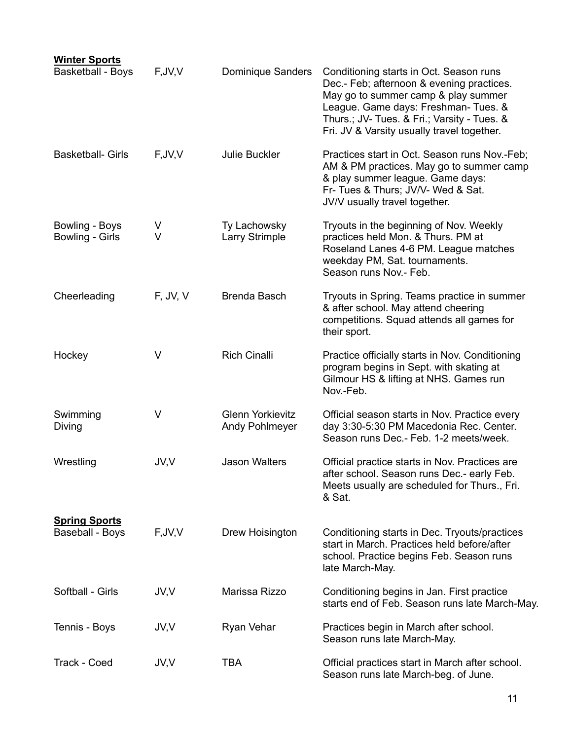| **Winter Sports** | | | |
|---|---|---|---|
| Basketball - Boys | F,JV,V | Dominique Sanders | Conditioning starts in Oct. Season runs Dec.- Feb; afternoon & evening practices. May go to summer camp & play summer League. Game days: Freshman- Tues. & Thurs.; JV- Tues. & Fri.; Varsity - Tues. & Fri. JV & Varsity usually travel together. |
| Basketball- Girls | F,JV,V | Julie Buckler | Practices start in Oct. Season runs Nov.-Feb; AM & PM practices. May go to summer camp & play summer league. Game days: Fr- Tues & Thurs; JV/V- Wed & Sat. JV/V usually travel together. |
| Bowling - Boys<br>Bowling - Girls | V<br>V | Ty Lachowsky<br>Larry Strimple | Tryouts in the beginning of Nov. Weekly practices held Mon. & Thurs. PM at Roseland Lanes 4-6 PM. League matches weekday PM, Sat. tournaments. Season runs Nov.- Feb. |
| Cheerleading | F, JV, V | Brenda Basch | Tryouts in Spring. Teams practice in summer & after school. May attend cheering competitions. Squad attends all games for their sport. |
| Hockey | V | Rich Cinalli | Practice officially starts in Nov. Conditioning program begins in Sept. with skating at Gilmour HS & lifting at NHS. Games run Nov.-Feb. |
| Swimming<br>Diving | V | Glenn Yorkievitz<br>Andy Pohlmeyer | Official season starts in Nov. Practice every day 3:30-5:30 PM Macedonia Rec. Center. Season runs Dec.- Feb. 1-2 meets/week. |
| Wrestling | JV,V | Jason Walters | Official practice starts in Nov. Practices are after school. Season runs Dec.- early Feb. Meets usually are scheduled for Thurs., Fri. & Sat. |
| **Spring Sports** | | | |
| Baseball - Boys | F,JV,V | Drew Hoisington | Conditioning starts in Dec. Tryouts/practices start in March. Practices held before/after school. Practice begins Feb. Season runs late March-May. |
| Softball - Girls | JV,V | Marissa Rizzo | Conditioning begins in Jan. First practice starts end of Feb. Season runs late March-May. |
| Tennis - Boys | JV,V | Ryan Vehar | Practices begin in March after school. Season runs late March-May. |
| Track - Coed | JV,V | TBA | Official practices start in March after school. Season runs late March-beg. of June. |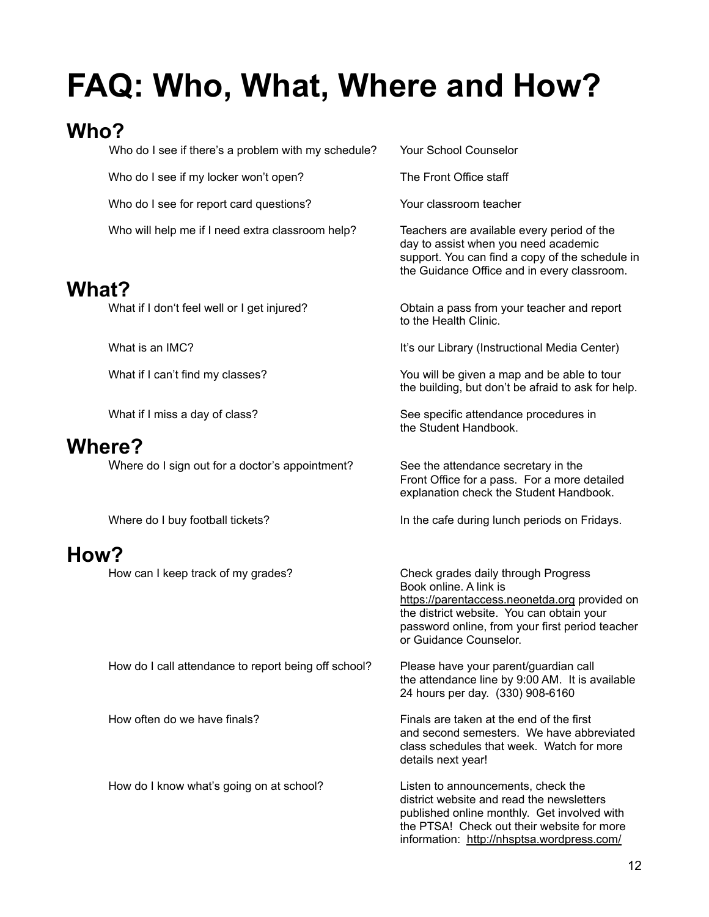# FAQ: Who, What, Where and How?

## Who?

| Question | Answer |
| --- | --- |
| Who do I see if there's a problem with my schedule? | Your School Counselor |
| Who do I see if my locker won't open? | The Front Office staff |
| Who do I see for report card questions? | Your classroom teacher |
| Who will help me if I need extra classroom help? | Teachers are available every period of the day to assist when you need academic support. You can find a copy of the schedule in the Guidance Office and in every classroom. |

## What?

| Question | Answer |
| --- | --- |
| What if I don't feel well or I get injured? | Obtain a pass from your teacher and report to the Health Clinic. |
| What is an IMC? | It's our Library (Instructional Media Center) |
| What if I can't find my classes? | You will be given a map and be able to tour the building, but don't be afraid to ask for help. |
| What if I miss a day of class? | See specific attendance procedures in the Student Handbook. |

## Where?

| Question | Answer |
| --- | --- |
| Where do I sign out for a doctor's appointment? | See the attendance secretary in the Front Office for a pass. For a more detailed explanation check the Student Handbook. |
| Where do I buy football tickets? | In the cafe during lunch periods on Fridays. |

## How?

| Question | Answer |
| --- | --- |
| How can I keep track of my grades? | Check grades daily through Progress Book online. A link is https://parentaccess.neonetda.org provided on the district website. You can obtain your password online, from your first period teacher or Guidance Counselor. |
| How do I call attendance to report being off school? | Please have your parent/guardian call the attendance line by 9:00 AM. It is available 24 hours per day. (330) 908-6160 |
| How often do we have finals? | Finals are taken at the end of the first and second semesters. We have abbreviated class schedules that week. Watch for more details next year! |
| How do I know what's going on at school? | Listen to announcements, check the district website and read the newsletters published online monthly. Get involved with the PTSA! Check out their website for more information: http://nhsptsa.wordpress.com/ |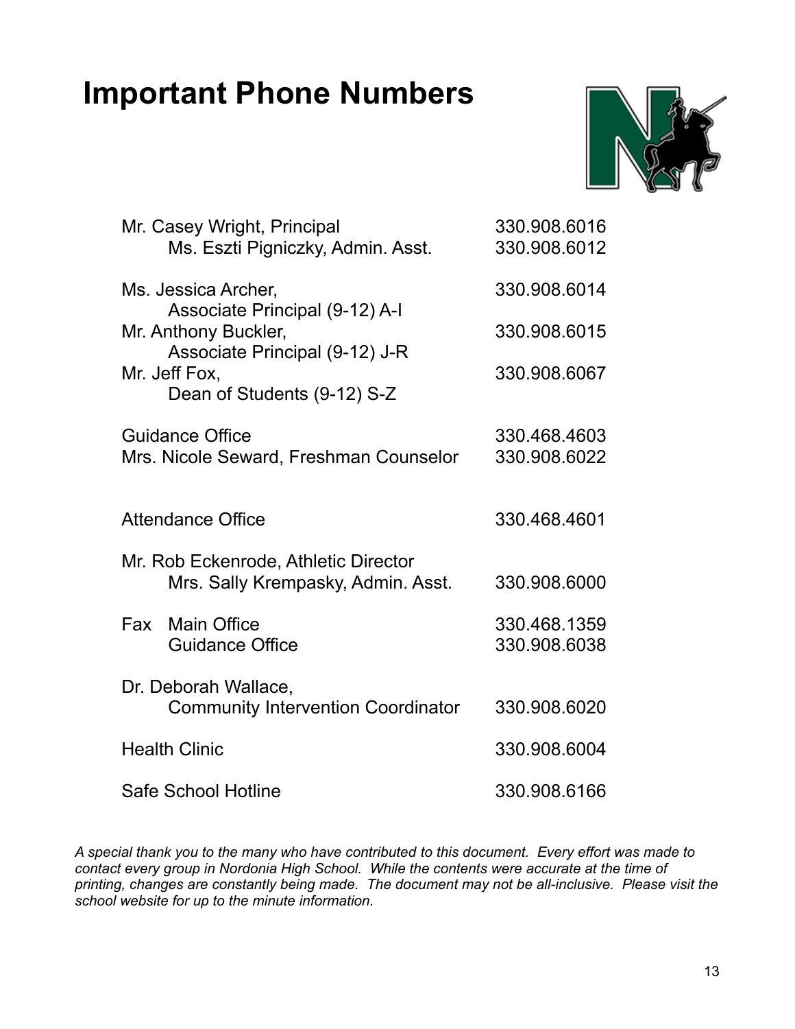# Important Phone Numbers

| | |
|---|---|
| Mr. Casey Wright, Principal | 330.908.6016 |
| Ms. Eszti Pigniczky, Admin. Asst. | 330.908.6012 |
| Ms. Jessica Archer, Associate Principal (9-12) A-I | 330.908.6014 |
| Mr. Anthony Buckler, Associate Principal (9-12) J-R | 330.908.6015 |
| Mr. Jeff Fox, Dean of Students (9-12) S-Z | 330.908.6067 |
| Guidance Office | 330.468.4603 |
| Mrs. Nicole Seward, Freshman Counselor | 330.908.6022 |
| Attendance Office | 330.468.4601 |
| Mr. Rob Eckenrode, Athletic Director | |
| Mrs. Sally Krempasky, Admin. Asst. | 330.908.6000 |
| Fax Main Office | 330.468.1359 |
| Fax Guidance Office | 330.908.6038 |
| Dr. Deborah Wallace, Community Intervention Coordinator | 330.908.6020 |
| Health Clinic | 330.908.6004 |
| Safe School Hotline | 330.908.6166 |

*A special thank you to the many who have contributed to this document. Every effort was made to contact every group in Nordonia High School. While the contents were accurate at the time of printing, changes are constantly being made. The document may not be all-inclusive. Please visit the school website for up to the minute information.*